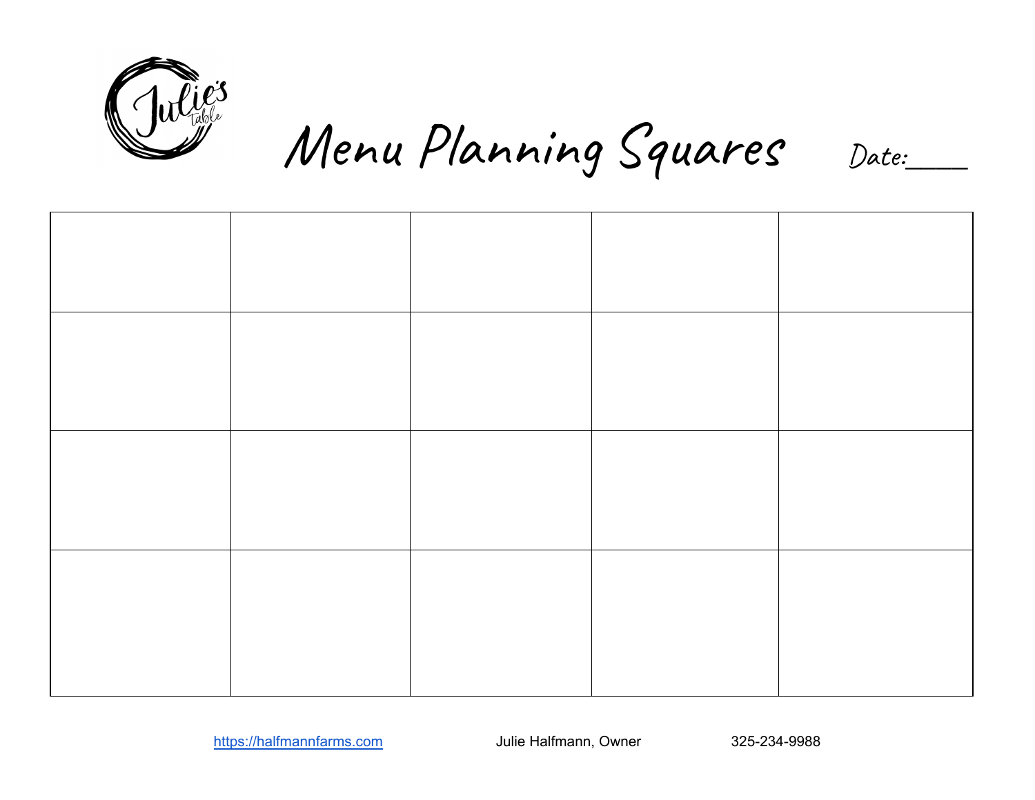Julie's Table

# Menu Planning Squares

Date:\_\_\_\_\_

| | | | | |
|---|---|---|---|---|
| | | | | |
| | | | | |
| | | | | |
| | | | | |

https://halfmannfarms.com Julie Halfmann, Owner 325-234-9988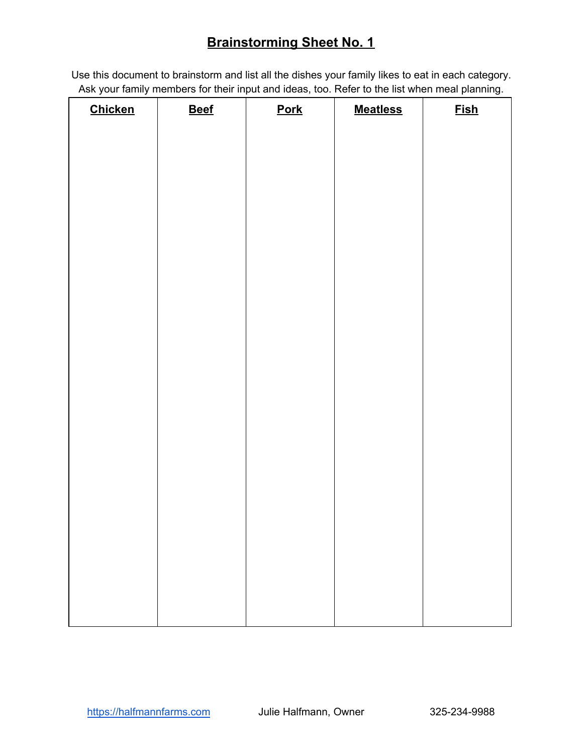# Brainstorming Sheet No. 1

Use this document to brainstorm and list all the dishes your family likes to eat in each category. Ask your family members for their input and ideas, too. Refer to the list when meal planning.

| **Chicken** | **Beef** | **Pork** | **Meatless** | **Fish** |
|---|---|---|---|---|
| | | | | |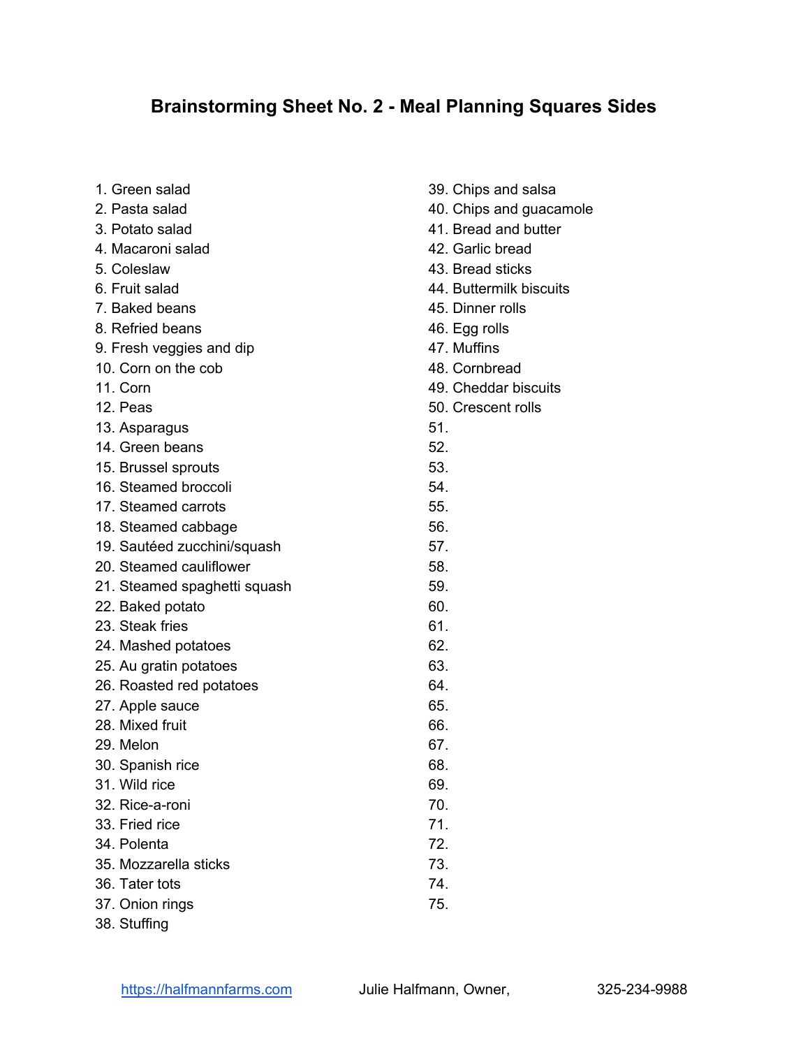# Brainstorming Sheet No. 2 - Meal Planning Squares Sides

1. Green salad
2. Pasta salad
3. Potato salad
4. Macaroni salad
5. Coleslaw
6. Fruit salad
7. Baked beans
8. Refried beans
9. Fresh veggies and dip
10. Corn on the cob
11. Corn
12. Peas
13. Asparagus
14. Green beans
15. Brussel sprouts
16. Steamed broccoli
17. Steamed carrots
18. Steamed cabbage
19. Sautéed zucchini/squash
20. Steamed cauliflower
21. Steamed spaghetti squash
22. Baked potato
23. Steak fries
24. Mashed potatoes
25. Au gratin potatoes
26. Roasted red potatoes
27. Apple sauce
28. Mixed fruit
29. Melon
30. Spanish rice
31. Wild rice
32. Rice-a-roni
33. Fried rice
34. Polenta
35. Mozzarella sticks
36. Tater tots
37. Onion rings
38. Stuffing
39. Chips and salsa
40. Chips and guacamole
41. Bread and butter
42. Garlic bread
43. Bread sticks
44. Buttermilk biscuits
45. Dinner rolls
46. Egg rolls
47. Muffins
48. Cornbread
49. Cheddar biscuits
50. Crescent rolls

51.
52.
53.
54.
55.
56.
57.
58.
59.
60.
61.
62.
63.
64.
65.
66.
67.
68.
69.
70.
71.
72.
73.
74.
75.

https://halfmannfarms.com Julie Halfmann, Owner, 325-234-9988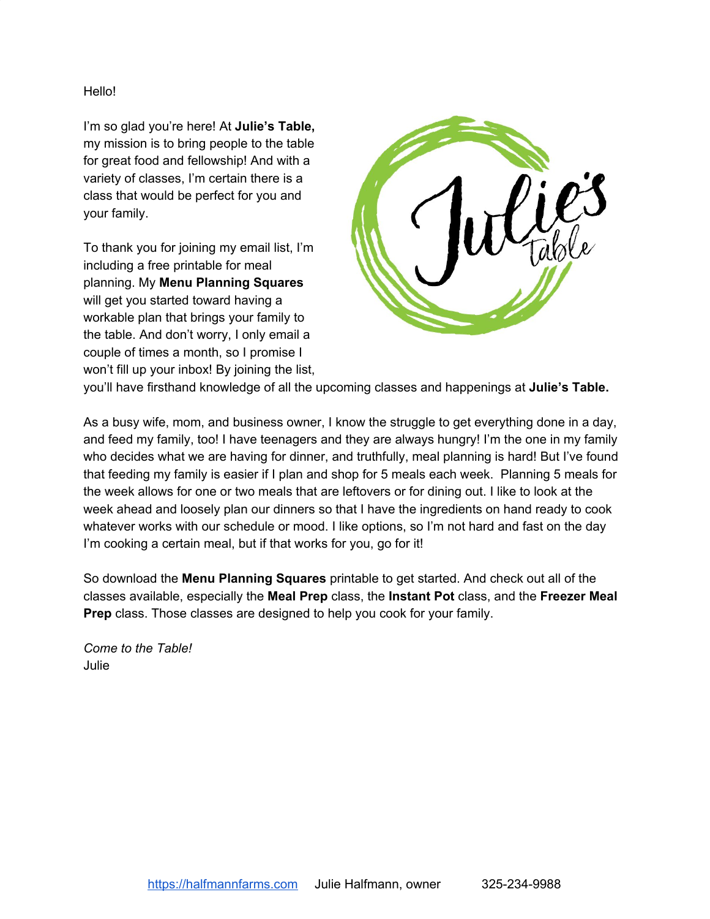Hello!

I'm so glad you're here! At **Julie's Table,** my mission is to bring people to the table for great food and fellowship! And with a variety of classes, I'm certain there is a class that would be perfect for you and your family.

To thank you for joining my email list, I'm including a free printable for meal planning. My **Menu Planning Squares** will get you started toward having a workable plan that brings your family to the table. And don't worry, I only email a couple of times a month, so I promise I won't fill up your inbox! By joining the list, you'll have firsthand knowledge of all the upcoming classes and happenings at **Julie's Table.**

As a busy wife, mom, and business owner, I know the struggle to get everything done in a day, and feed my family, too! I have teenagers and they are always hungry! I'm the one in my family who decides what we are having for dinner, and truthfully, meal planning is hard! But I've found that feeding my family is easier if I plan and shop for 5 meals each week. Planning 5 meals for the week allows for one or two meals that are leftovers or for dining out. I like to look at the week ahead and loosely plan our dinners so that I have the ingredients on hand ready to cook whatever works with our schedule or mood. I like options, so I'm not hard and fast on the day I'm cooking a certain meal, but if that works for you, go for it!

So download the **Menu Planning Squares** printable to get started. And check out all of the classes available, especially the **Meal Prep** class, the **Instant Pot** class, and the **Freezer Meal Prep** class. Those classes are designed to help you cook for your family.

*Come to the Table!*
Julie

https://halfmannfarms.com Julie Halfmann, owner 325-234-9988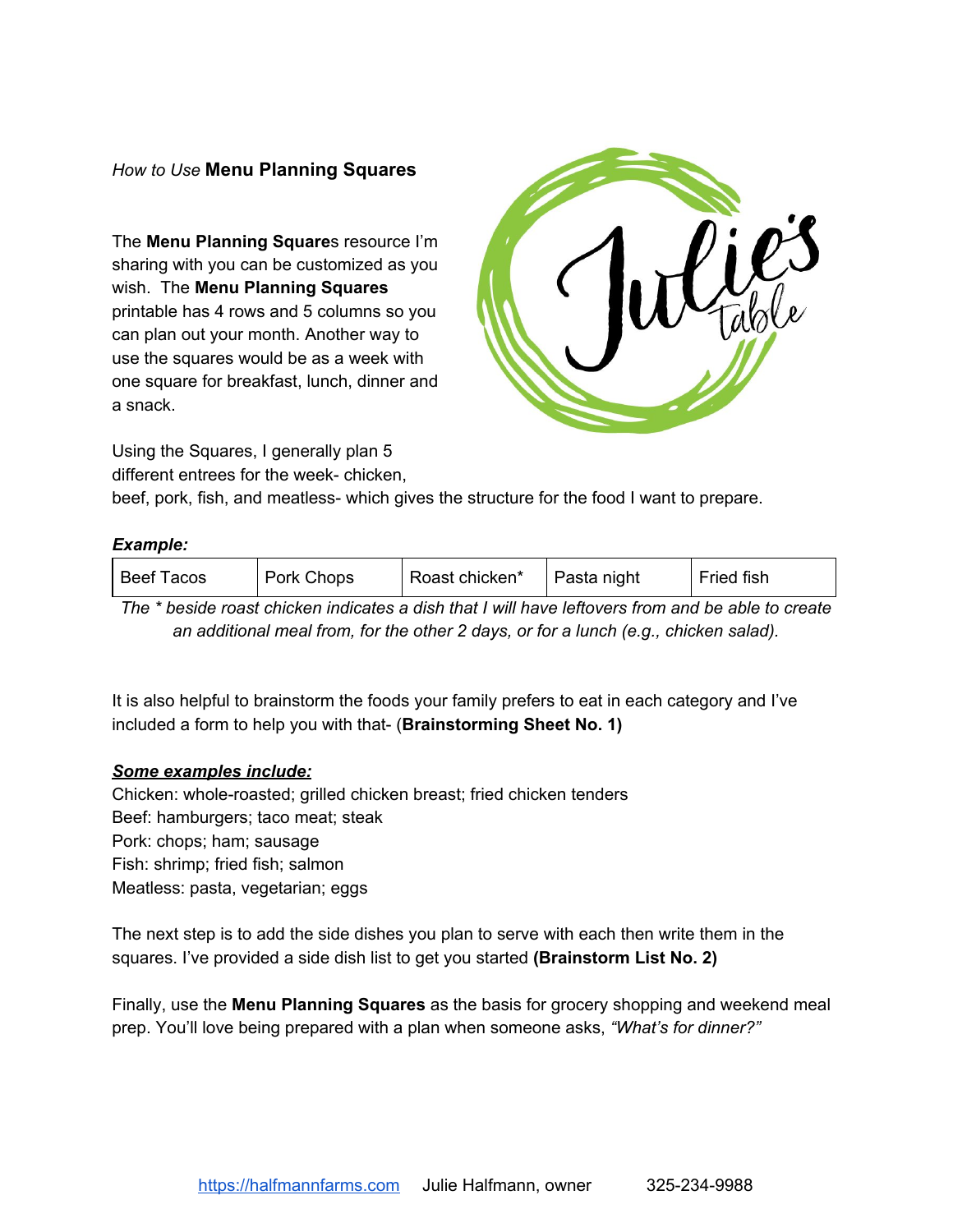## *How to Use* **Menu Planning Squares**

The **Menu Planning Squares** resource I'm sharing with you can be customized as you wish. The **Menu Planning Squares** printable has 4 rows and 5 columns so you can plan out your month. Another way to use the squares would be as a week with one square for breakfast, lunch, dinner and a snack.

Using the Squares, I generally plan 5 different entrees for the week- chicken, beef, pork, fish, and meatless- which gives the structure for the food I want to prepare.

***Example:***

| | | | | |
|---|---|---|---|---|
| Beef Tacos | Pork Chops | Roast chicken* | Pasta night | Fried fish |

*The * beside roast chicken indicates a dish that I will have leftovers from and be able to create an additional meal from, for the other 2 days, or for a lunch (e.g., chicken salad).*

It is also helpful to brainstorm the foods your family prefers to eat in each category and I've included a form to help you with that- (**Brainstorming Sheet No. 1)**

***Some examples include:***

Chicken: whole-roasted; grilled chicken breast; fried chicken tenders
Beef: hamburgers; taco meat; steak
Pork: chops; ham; sausage
Fish: shrimp; fried fish; salmon
Meatless: pasta, vegetarian; eggs

The next step is to add the side dishes you plan to serve with each then write them in the squares. I've provided a side dish list to get you started **(Brainstorm List No. 2)**

Finally, use the **Menu Planning Squares** as the basis for grocery shopping and weekend meal prep. You'll love being prepared with a plan when someone asks, *"What's for dinner?"*

https://halfmannfarms.com Julie Halfmann, owner 325-234-9988